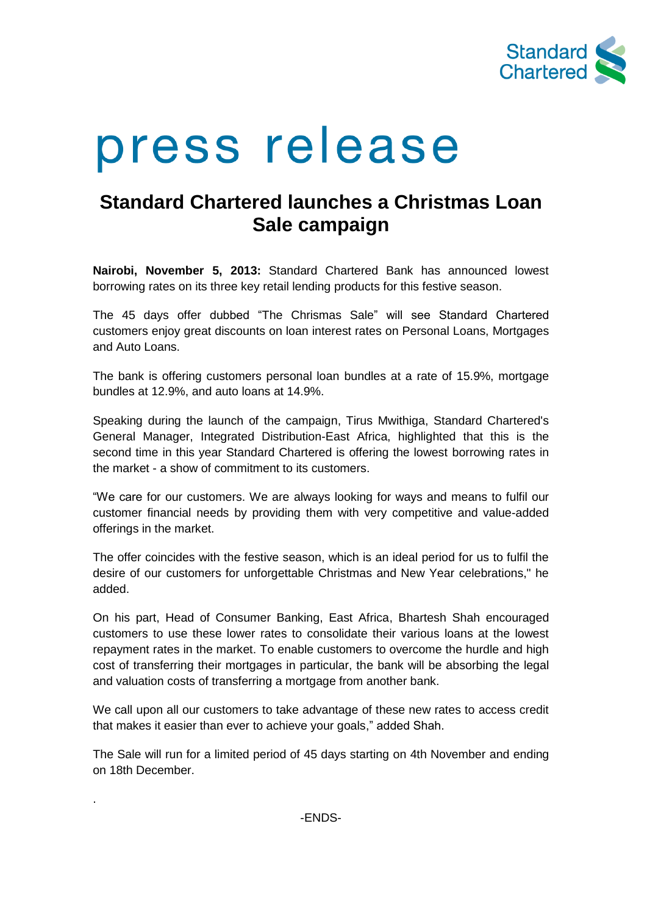Standard Chartered

# press release

## Standard Chartered launches a Christmas Loan Sale campaign

**Nairobi, November 5, 2013:** Standard Chartered Bank has announced lowest borrowing rates on its three key retail lending products for this festive season.

The 45 days offer dubbed "The Chrismas Sale" will see Standard Chartered customers enjoy great discounts on loan interest rates on Personal Loans, Mortgages and Auto Loans.

The bank is offering customers personal loan bundles at a rate of 15.9%, mortgage bundles at 12.9%, and auto loans at 14.9%.

Speaking during the launch of the campaign, Tirus Mwithiga, Standard Chartered's General Manager, Integrated Distribution-East Africa, highlighted that this is the second time in this year Standard Chartered is offering the lowest borrowing rates in the market - a show of commitment to its customers.

"We care for our customers. We are always looking for ways and means to fulfil our customer financial needs by providing them with very competitive and value-added offerings in the market.

The offer coincides with the festive season, which is an ideal period for us to fulfil the desire of our customers for unforgettable Christmas and New Year celebrations," he added.

On his part, Head of Consumer Banking, East Africa, Bhartesh Shah encouraged customers to use these lower rates to consolidate their various loans at the lowest repayment rates in the market. To enable customers to overcome the hurdle and high cost of transferring their mortgages in particular, the bank will be absorbing the legal and valuation costs of transferring a mortgage from another bank.

We call upon all our customers to take advantage of these new rates to access credit that makes it easier than ever to achieve your goals," added Shah.

The Sale will run for a limited period of 45 days starting on 4th November and ending on 18th December.

.

-ENDS-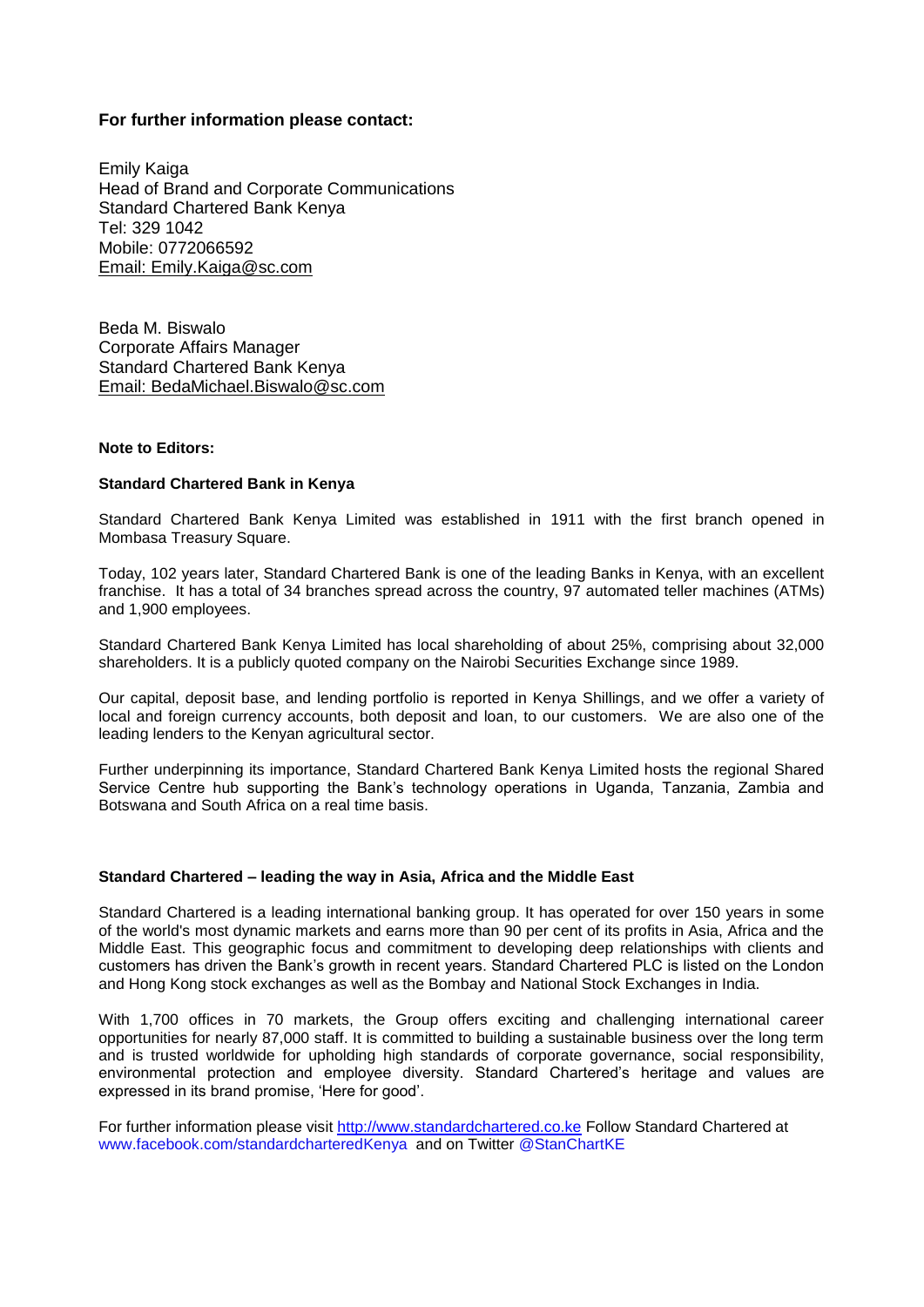**For further information please contact:**

Emily Kaiga
Head of Brand and Corporate Communications
Standard Chartered Bank Kenya
Tel: 329 1042
Mobile: 0772066592
Email: Emily.Kaiga@sc.com

Beda M. Biswalo
Corporate Affairs Manager
Standard Chartered Bank Kenya
Email: BedaMichael.Biswalo@sc.com

**Note to Editors:**

**Standard Chartered Bank in Kenya**

Standard Chartered Bank Kenya Limited was established in 1911 with the first branch opened in Mombasa Treasury Square.

Today, 102 years later, Standard Chartered Bank is one of the leading Banks in Kenya, with an excellent franchise. It has a total of 34 branches spread across the country, 97 automated teller machines (ATMs) and 1,900 employees.

Standard Chartered Bank Kenya Limited has local shareholding of about 25%, comprising about 32,000 shareholders. It is a publicly quoted company on the Nairobi Securities Exchange since 1989.

Our capital, deposit base, and lending portfolio is reported in Kenya Shillings, and we offer a variety of local and foreign currency accounts, both deposit and loan, to our customers. We are also one of the leading lenders to the Kenyan agricultural sector.

Further underpinning its importance, Standard Chartered Bank Kenya Limited hosts the regional Shared Service Centre hub supporting the Bank's technology operations in Uganda, Tanzania, Zambia and Botswana and South Africa on a real time basis.

**Standard Chartered – leading the way in Asia, Africa and the Middle East**

Standard Chartered is a leading international banking group. It has operated for over 150 years in some of the world's most dynamic markets and earns more than 90 per cent of its profits in Asia, Africa and the Middle East. This geographic focus and commitment to developing deep relationships with clients and customers has driven the Bank's growth in recent years. Standard Chartered PLC is listed on the London and Hong Kong stock exchanges as well as the Bombay and National Stock Exchanges in India.

With 1,700 offices in 70 markets, the Group offers exciting and challenging international career opportunities for nearly 87,000 staff. It is committed to building a sustainable business over the long term and is trusted worldwide for upholding high standards of corporate governance, social responsibility, environmental protection and employee diversity. Standard Chartered's heritage and values are expressed in its brand promise, 'Here for good'.

For further information please visit http://www.standardchartered.co.ke Follow Standard Chartered at www.facebook.com/standardcharteredKenya and on Twitter @StanChartKE